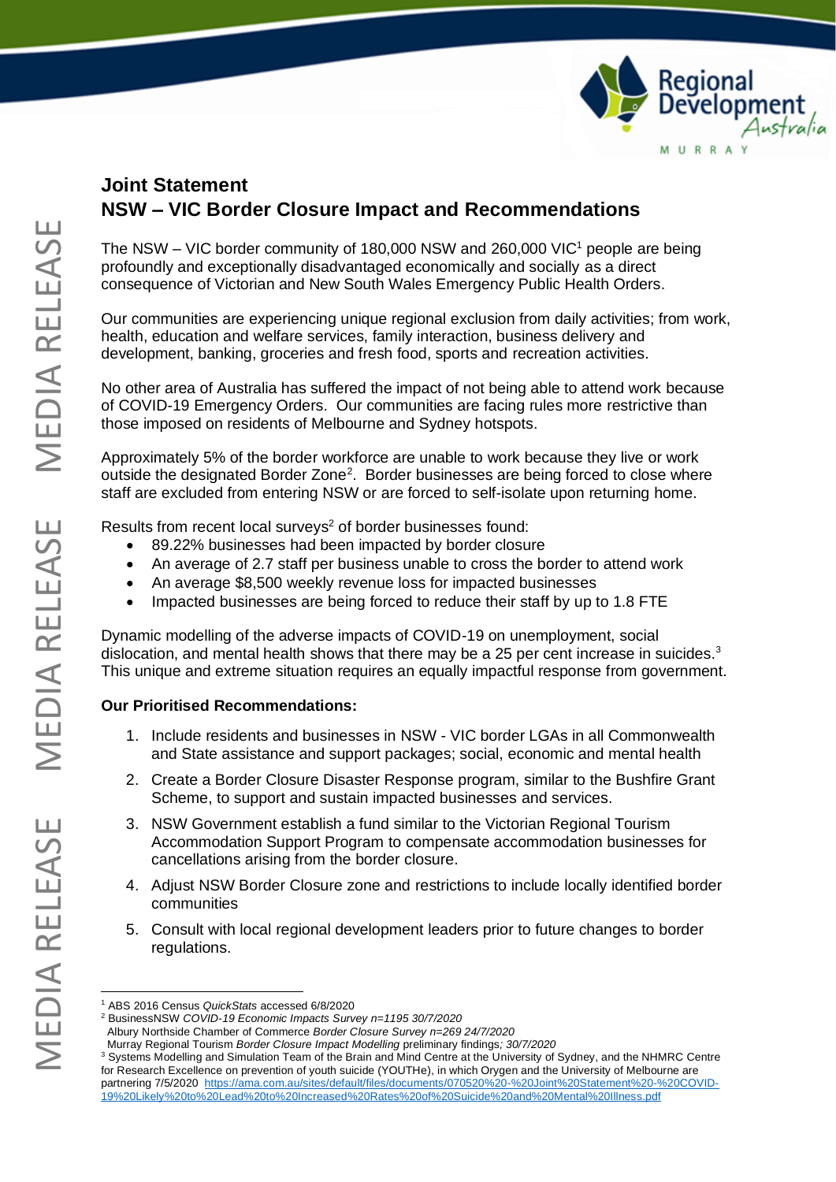# Joint Statement
# NSW – VIC Border Closure Impact and Recommendations

The NSW – VIC border community of 180,000 NSW and 260,000 VIC[1] people are being profoundly and exceptionally disadvantaged economically and socially as a direct consequence of Victorian and New South Wales Emergency Public Health Orders.

Our communities are experiencing unique regional exclusion from daily activities; from work, health, education and welfare services, family interaction, business delivery and development, banking, groceries and fresh food, sports and recreation activities.

No other area of Australia has suffered the impact of not being able to attend work because of COVID-19 Emergency Orders. Our communities are facing rules more restrictive than those imposed on residents of Melbourne and Sydney hotspots.

Approximately 5% of the border workforce are unable to work because they live or work outside the designated Border Zone[2]. Border businesses are being forced to close where staff are excluded from entering NSW or are forced to self-isolate upon returning home.

Results from recent local surveys[2] of border businesses found:

- 89.22% businesses had been impacted by border closure
- An average of 2.7 staff per business unable to cross the border to attend work
- An average $8,500 weekly revenue loss for impacted businesses
- Impacted businesses are being forced to reduce their staff by up to 1.8 FTE

Dynamic modelling of the adverse impacts of COVID-19 on unemployment, social dislocation, and mental health shows that there may be a 25 per cent increase in suicides.[3] This unique and extreme situation requires an equally impactful response from government.

**Our Prioritised Recommendations:**

1. Include residents and businesses in NSW - VIC border LGAs in all Commonwealth and State assistance and support packages; social, economic and mental health
2. Create a Border Closure Disaster Response program, similar to the Bushfire Grant Scheme, to support and sustain impacted businesses and services.
3. NSW Government establish a fund similar to the Victorian Regional Tourism Accommodation Support Program to compensate accommodation businesses for cancellations arising from the border closure.
4. Adjust NSW Border Closure zone and restrictions to include locally identified border communities
5. Consult with local regional development leaders prior to future changes to border regulations.

---

[1] ABS 2016 Census *QuickStats* accessed 6/8/2020

[2] BusinessNSW *COVID-19 Economic Impacts Survey n=1195 30/7/2020*
Albury Northside Chamber of Commerce *Border Closure Survey n=269 24/7/2020*
Murray Regional Tourism *Border Closure Impact Modelling* preliminary findings*; 30/7/2020*

[3] Systems Modelling and Simulation Team of the Brain and Mind Centre at the University of Sydney, and the NHMRC Centre for Research Excellence on prevention of youth suicide (YOUTHe), in which Orygen and the University of Melbourne are partnering 7/5/2020 https://ama.com.au/sites/default/files/documents/070520%20-%20Joint%20Statement%20-%20COVID-19%20Likely%20to%20Lead%20to%20Increased%20Rates%20of%20Suicide%20and%20Mental%20Illness.pdf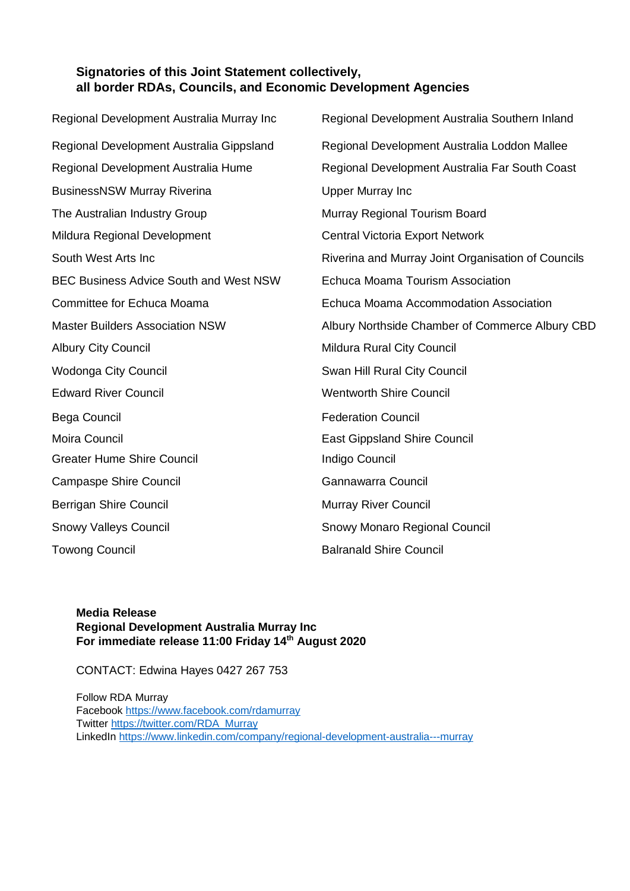**Signatories of this Joint Statement collectively,**
**all border RDAs, Councils, and Economic Development Agencies**

- Regional Development Australia Murray Inc
- Regional Development Australia Gippsland
- Regional Development Australia Hume
- BusinessNSW Murray Riverina
- The Australian Industry Group
- Mildura Regional Development
- South West Arts Inc
- BEC Business Advice South and West NSW
- Committee for Echuca Moama
- Master Builders Association NSW
- Albury City Council
- Wodonga City Council
- Edward River Council
- Bega Council
- Moira Council
- Greater Hume Shire Council
- Campaspe Shire Council
- Berrigan Shire Council
- Snowy Valleys Council
- Towong Council
- Regional Development Australia Southern Inland
- Regional Development Australia Loddon Mallee
- Regional Development Australia Far South Coast
- Upper Murray Inc
- Murray Regional Tourism Board
- Central Victoria Export Network
- Riverina and Murray Joint Organisation of Councils
- Echuca Moama Tourism Association
- Echuca Moama Accommodation Association
- Albury Northside Chamber of Commerce Albury CBD
- Mildura Rural City Council
- Swan Hill Rural City Council
- Wentworth Shire Council
- Federation Council
- East Gippsland Shire Council
- Indigo Council
- Gannawarra Council
- Murray River Council
- Snowy Monaro Regional Council
- Balranald Shire Council

**Media Release**
**Regional Development Australia Murray Inc**
**For immediate release 11:00 Friday 14th August 2020**

CONTACT: Edwina Hayes 0427 267 753

Follow RDA Murray
Facebook https://www.facebook.com/rdamurray
Twitter https://twitter.com/RDA_Murray
LinkedIn https://www.linkedin.com/company/regional-development-australia---murray